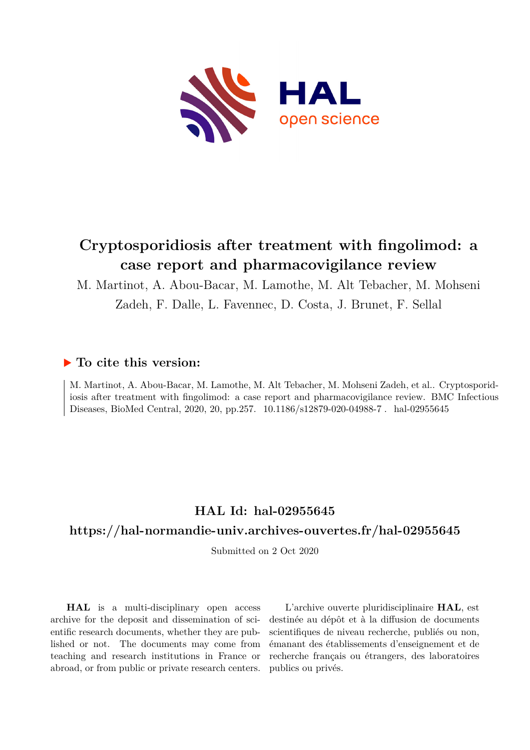# Cryptosporidiosis after treatment with fingolimod: a case report and pharmacovigilance review

M. Martinot, A. Abou-Bacar, M. Lamothe, M. Alt Tebacher, M. Mohseni Zadeh, F. Dalle, L. Favennec, D. Costa, J. Brunet, F. Sellal

## ▶ To cite this version:

M. Martinot, A. Abou-Bacar, M. Lamothe, M. Alt Tebacher, M. Mohseni Zadeh, et al.. Cryptosporidiosis after treatment with fingolimod: a case report and pharmacovigilance review. BMC Infectious Diseases, BioMed Central, 2020, 20, pp.257. 10.1186/s12879-020-04988-7 . hal-02955645

## HAL Id: hal-02955645

## https://hal-normandie-univ.archives-ouvertes.fr/hal-02955645

Submitted on 2 Oct 2020

**HAL** is a multi-disciplinary open access archive for the deposit and dissemination of scientific research documents, whether they are published or not. The documents may come from teaching and research institutions in France or abroad, or from public or private research centers.

L'archive ouverte pluridisciplinaire **HAL**, est destinée au dépôt et à la diffusion de documents scientifiques de niveau recherche, publiés ou non, émanant des établissements d'enseignement et de recherche français ou étrangers, des laboratoires publics ou privés.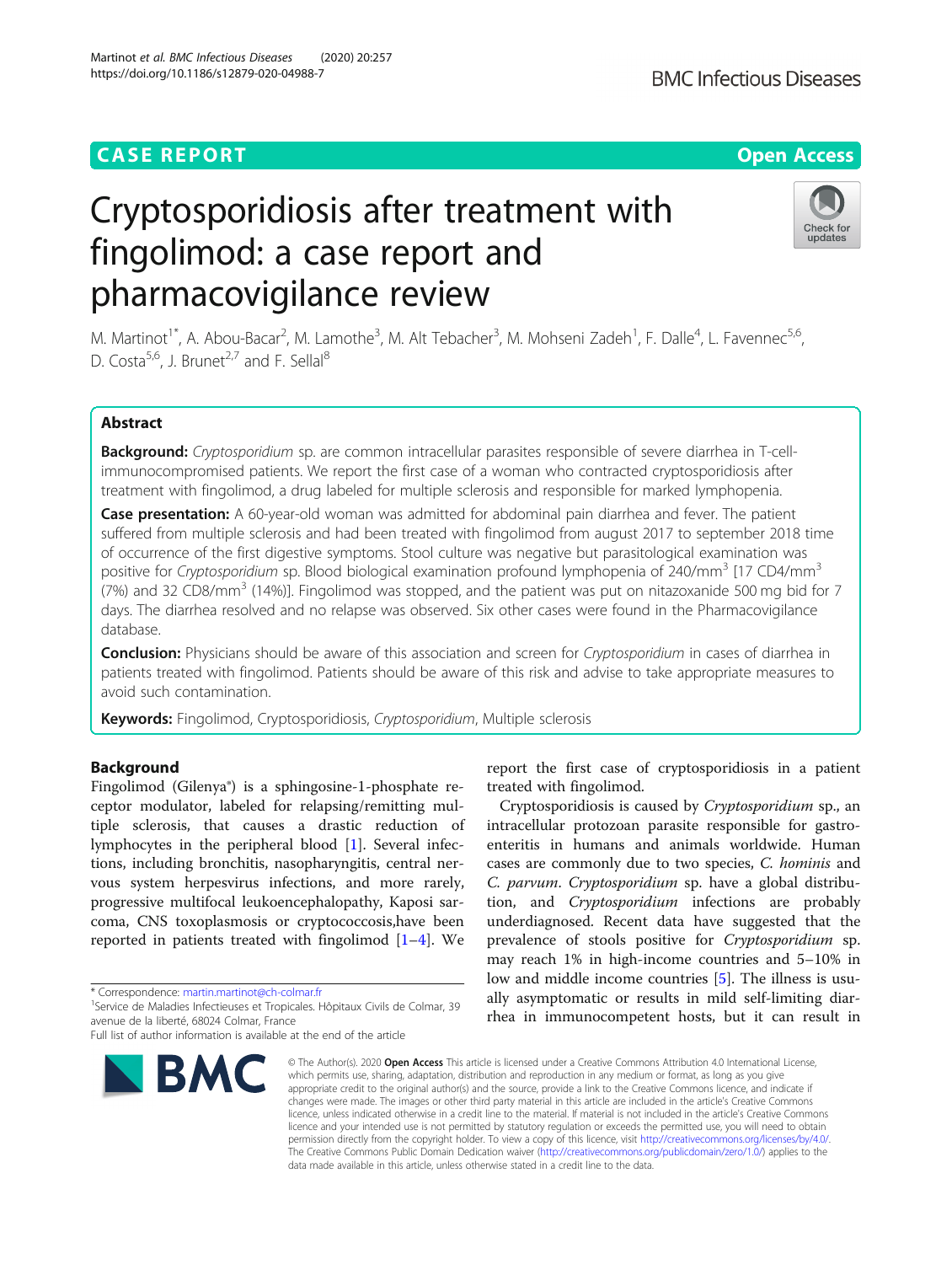# Cryptosporidiosis after treatment with fingolimod: a case report and pharmacovigilance review

M. Martinot[1*], A. Abou-Bacar[2], M. Lamothe[3], M. Alt Tebacher[3], M. Mohseni Zadeh[1], F. Dalle[4], L. Favennec[5,6], D. Costa[5,6], J. Brunet[2,7] and F. Sellal[8]

## Abstract

**Background:** *Cryptosporidium* sp. are common intracellular parasites responsible of severe diarrhea in T-cell-immunocompromised patients. We report the first case of a woman who contracted cryptosporidiosis after treatment with fingolimod, a drug labeled for multiple sclerosis and responsible for marked lymphopenia.

**Case presentation:** A 60-year-old woman was admitted for abdominal pain diarrhea and fever. The patient suffered from multiple sclerosis and had been treated with fingolimod from august 2017 to september 2018 time of occurrence of the first digestive symptoms. Stool culture was negative but parasitological examination was positive for *Cryptosporidium* sp. Blood biological examination profound lymphopenia of 240/mm$^3$ [17 CD4/mm$^3$ (7%) and 32 CD8/mm$^3$ (14%)]. Fingolimod was stopped, and the patient was put on nitazoxanide 500 mg bid for 7 days. The diarrhea resolved and no relapse was observed. Six other cases were found in the Pharmacovigilance database.

**Conclusion:** Physicians should be aware of this association and screen for *Cryptosporidium* in cases of diarrhea in patients treated with fingolimod. Patients should be aware of this risk and advise to take appropriate measures to avoid such contamination.

**Keywords:** Fingolimod, Cryptosporidiosis, *Cryptosporidium*, Multiple sclerosis

## Background

Fingolimod (Gilenya®) is a sphingosine-1-phosphate receptor modulator, labeled for relapsing/remitting multiple sclerosis, that causes a drastic reduction of lymphocytes in the peripheral blood [1]. Several infections, including bronchitis, nasopharyngitis, central nervous system herpesvirus infections, and more rarely, progressive multifocal leukoencephalopathy, Kaposi sarcoma, CNS toxoplasmosis or cryptococcosis,have been reported in patients treated with fingolimod [1–4]. We report the first case of cryptosporidiosis in a patient treated with fingolimod.

Cryptosporidiosis is caused by *Cryptosporidium* sp., an intracellular protozoan parasite responsible for gastroenteritis in humans and animals worldwide. Human cases are commonly due to two species, *C. hominis* and *C. parvum*. *Cryptosporidium* sp. have a global distribution, and *Cryptosporidium* infections are probably underdiagnosed. Recent data have suggested that the prevalence of stools positive for *Cryptosporidium* sp. may reach 1% in high-income countries and 5–10% in low and middle income countries [5]. The illness is usually asymptomatic or results in mild self-limiting diarrhea in immunocompetent hosts, but it can result in

\* Correspondence: martin.martinot@ch-colmar.fr
[1]Service de Maladies Infectieuses et Tropicales. Hôpitaux Civils de Colmar, 39 avenue de la liberté, 68024 Colmar, France
Full list of author information is available at the end of the article

© The Author(s). 2020 **Open Access** This article is licensed under a Creative Commons Attribution 4.0 International License, which permits use, sharing, adaptation, distribution and reproduction in any medium or format, as long as you give appropriate credit to the original author(s) and the source, provide a link to the Creative Commons licence, and indicate if changes were made. The images or other third party material in this article are included in the article's Creative Commons licence, unless indicated otherwise in a credit line to the material. If material is not included in the article's Creative Commons licence and your intended use is not permitted by statutory regulation or exceeds the permitted use, you will need to obtain permission directly from the copyright holder. To view a copy of this licence, visit http://creativecommons.org/licenses/by/4.0/. The Creative Commons Public Domain Dedication waiver (http://creativecommons.org/publicdomain/zero/1.0/) applies to the data made available in this article, unless otherwise stated in a credit line to the data.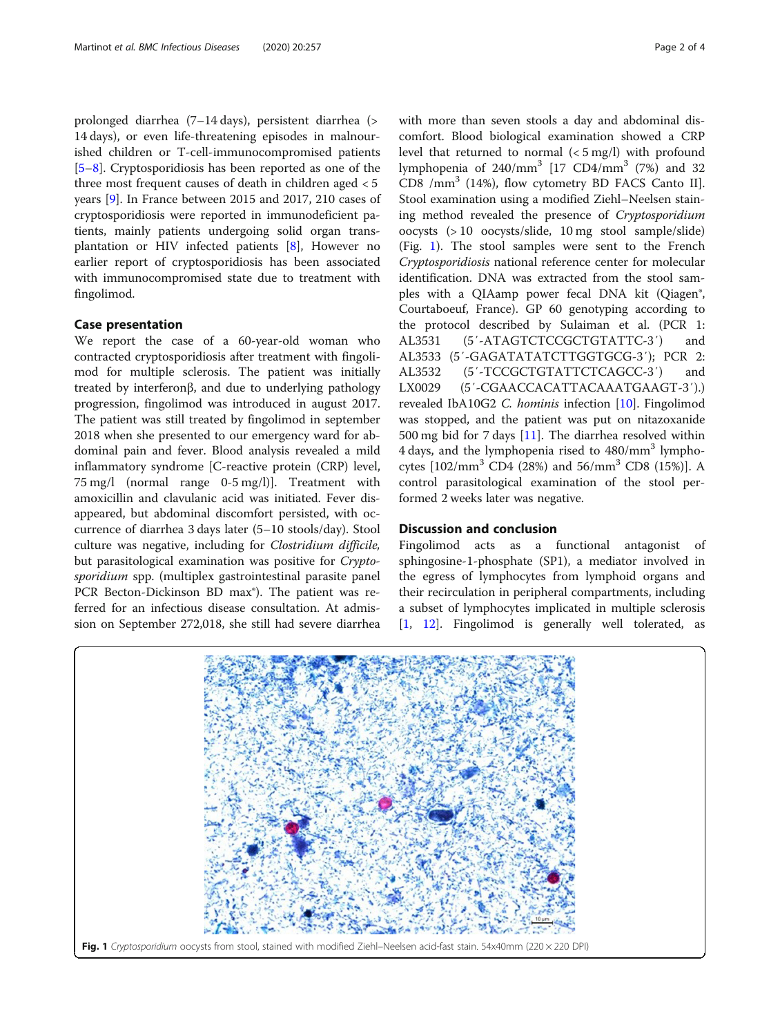prolonged diarrhea (7–14 days), persistent diarrhea (> 14 days), or even life-threatening episodes in malnourished children or T-cell-immunocompromised patients [5–8]. Cryptosporidiosis has been reported as one of the three most frequent causes of death in children aged < 5 years [9]. In France between 2015 and 2017, 210 cases of cryptosporidiosis were reported in immunodeficient patients, mainly patients undergoing solid organ transplantation or HIV infected patients [8], However no earlier report of cryptosporidiosis has been associated with immunocompromised state due to treatment with fingolimod.

## Case presentation

We report the case of a 60-year-old woman who contracted cryptosporidiosis after treatment with fingolimod for multiple sclerosis. The patient was initially treated by interferonβ, and due to underlying pathology progression, fingolimod was introduced in august 2017. The patient was still treated by fingolimod in september 2018 when she presented to our emergency ward for abdominal pain and fever. Blood analysis revealed a mild inflammatory syndrome [C-reactive protein (CRP) level, 75 mg/l (normal range 0-5 mg/l)]. Treatment with amoxicillin and clavulanic acid was initiated. Fever disappeared, but abdominal discomfort persisted, with occurrence of diarrhea 3 days later (5–10 stools/day). Stool culture was negative, including for *Clostridium difficile,* but parasitological examination was positive for *Cryptosporidium* spp. (multiplex gastrointestinal parasite panel PCR Becton-Dickinson BD max®). The patient was referred for an infectious disease consultation. At admission on September 272,018, she still had severe diarrhea with more than seven stools a day and abdominal discomfort. Blood biological examination showed a CRP level that returned to normal (< 5 mg/l) with profound lymphopenia of 240/mm$^3$ [17 CD4/mm$^3$ (7%) and 32 CD8 /mm$^3$ (14%), flow cytometry BD FACS Canto II]. Stool examination using a modified Ziehl–Neelsen staining method revealed the presence of *Cryptosporidium* oocysts (> 10 oocysts/slide, 10 mg stool sample/slide) (Fig. 1). The stool samples were sent to the French *Cryptosporidiosis* national reference center for molecular identification. DNA was extracted from the stool samples with a QIAamp power fecal DNA kit (Qiagen®, Courtaboeuf, France). GP 60 genotyping according to the protocol described by Sulaiman et al. (PCR 1: AL3531 (5′-ATAGTCTCCGCTGTATTC-3′) and AL3533 (5′-GAGATATATCTTGGTGCG-3′); PCR 2: AL3532 (5′-TCCGCTGTATTCTCAGCC-3′) and LX0029 (5′-CGAACCACATTACAAATGAAGT-3′).) revealed IbA10G2 *C. hominis* infection [10]. Fingolimod was stopped, and the patient was put on nitazoxanide 500 mg bid for 7 days [11]. The diarrhea resolved within 4 days, and the lymphopenia rised to 480/mm$^3$ lymphocytes [102/mm$^3$ CD4 (28%) and 56/mm$^3$ CD8 (15%)]. A control parasitological examination of the stool performed 2 weeks later was negative.

## Discussion and conclusion

Fingolimod acts as a functional antagonist of sphingosine-1-phosphate (SP1), a mediator involved in the egress of lymphocytes from lymphoid organs and their recirculation in peripheral compartments, including a subset of lymphocytes implicated in multiple sclerosis [1, 12]. Fingolimod is generally well tolerated, as

**Fig. 1** *Cryptosporidium* oocysts from stool, stained with modified Ziehl–Neelsen acid-fast stain. 54x40mm (220 × 220 DPI)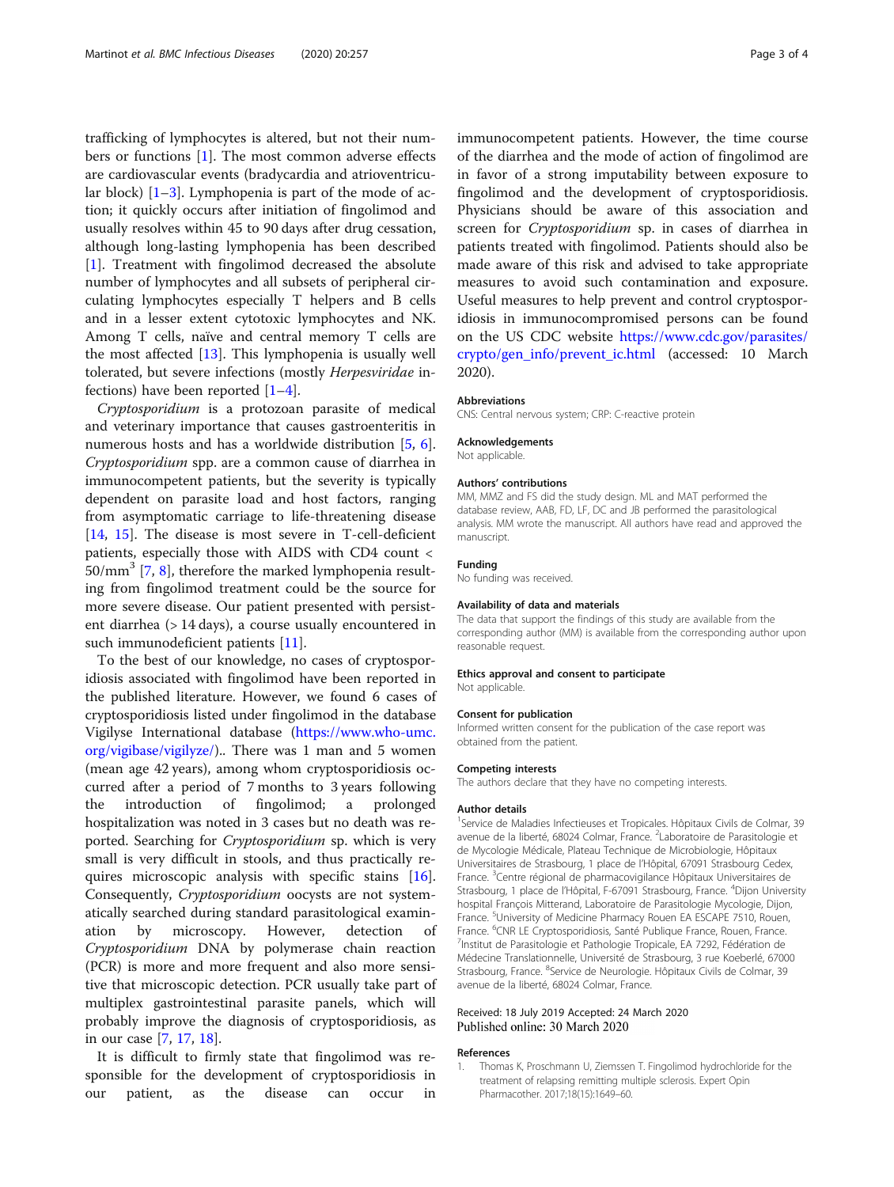trafficking of lymphocytes is altered, but not their numbers or functions [1]. The most common adverse effects are cardiovascular events (bradycardia and atrioventricular block) [1–3]. Lymphopenia is part of the mode of action; it quickly occurs after initiation of fingolimod and usually resolves within 45 to 90 days after drug cessation, although long-lasting lymphopenia has been described [1]. Treatment with fingolimod decreased the absolute number of lymphocytes and all subsets of peripheral circulating lymphocytes especially T helpers and B cells and in a lesser extent cytotoxic lymphocytes and NK. Among T cells, naïve and central memory T cells are the most affected [13]. This lymphopenia is usually well tolerated, but severe infections (mostly *Herpesviridae* infections) have been reported [1–4].

*Cryptosporidium* is a protozoan parasite of medical and veterinary importance that causes gastroenteritis in numerous hosts and has a worldwide distribution [5, 6]. *Cryptosporidium* spp. are a common cause of diarrhea in immunocompetent patients, but the severity is typically dependent on parasite load and host factors, ranging from asymptomatic carriage to life-threatening disease [14, 15]. The disease is most severe in T-cell-deficient patients, especially those with AIDS with CD4 count < $50/mm^3$ [7, 8], therefore the marked lymphopenia resulting from fingolimod treatment could be the source for more severe disease. Our patient presented with persistent diarrhea (> 14 days), a course usually encountered in such immunodeficient patients [11].

To the best of our knowledge, no cases of cryptosporidiosis associated with fingolimod have been reported in the published literature. However, we found 6 cases of cryptosporidiosis listed under fingolimod in the database Vigilyse International database (https://www.who-umc.org/vigibase/vigilyze/).. There was 1 man and 5 women (mean age 42 years), among whom cryptosporidiosis occurred after a period of 7 months to 3 years following the introduction of fingolimod; a prolonged hospitalization was noted in 3 cases but no death was reported. Searching for *Cryptosporidium* sp. which is very small is very difficult in stools, and thus practically requires microscopic analysis with specific stains [16]. Consequently, *Cryptosporidium* oocysts are not systematically searched during standard parasitological examination by microscopy. However, detection of *Cryptosporidium* DNA by polymerase chain reaction (PCR) is more and more frequent and also more sensitive that microscopic detection. PCR usually take part of multiplex gastrointestinal parasite panels, which will probably improve the diagnosis of cryptosporidiosis, as in our case [7, 17, 18].

It is difficult to firmly state that fingolimod was responsible for the development of cryptosporidiosis in our patient, as the disease can occur in immunocompetent patients. However, the time course of the diarrhea and the mode of action of fingolimod are in favor of a strong imputability between exposure to fingolimod and the development of cryptosporidiosis. Physicians should be aware of this association and screen for *Cryptosporidium* sp. in cases of diarrhea in patients treated with fingolimod. Patients should also be made aware of this risk and advised to take appropriate measures to avoid such contamination and exposure. Useful measures to help prevent and control cryptosporidiosis in immunocompromised persons can be found on the US CDC website https://www.cdc.gov/parasites/crypto/gen_info/prevent_ic.html (accessed: 10 March 2020).

### Abbreviations

CNS: Central nervous system; CRP: C-reactive protein

### Acknowledgements

Not applicable.

### Authors' contributions

MM, MMZ and FS did the study design. ML and MAT performed the database review, AAB, FD, LF, DC and JB performed the parasitological analysis. MM wrote the manuscript. All authors have read and approved the manuscript.

### Funding

No funding was received.

### Availability of data and materials

The data that support the findings of this study are available from the corresponding author (MM) is available from the corresponding author upon reasonable request.

### Ethics approval and consent to participate

Not applicable.

### Consent for publication

Informed written consent for the publication of the case report was obtained from the patient.

### Competing interests

The authors declare that they have no competing interests.

### Author details

[1]Service de Maladies Infectieuses et Tropicales. Hôpitaux Civils de Colmar, 39 avenue de la liberté, 68024 Colmar, France. [2]Laboratoire de Parasitologie et de Mycologie Médicale, Plateau Technique de Microbiologie, Hôpitaux Universitaires de Strasbourg, 1 place de l'Hôpital, 67091 Strasbourg Cedex, France. [3]Centre régional de pharmacovigilance Hôpitaux Universitaires de Strasbourg, 1 place de l'Hôpital, F-67091 Strasbourg, France. [4]Dijon University hospital François Mitterand, Laboratoire de Parasitologie Mycologie, Dijon, France. [5]University of Medicine Pharmacy Rouen EA ESCAPE 7510, Rouen, France. [6]CNR LE Cryptosporidiosis, Santé Publique France, Rouen, France. [7]Institut de Parasitologie et Pathologie Tropicale, EA 7292, Fédération de Médecine Translationnelle, Université de Strasbourg, 3 rue Koeberlé, 67000 Strasbourg, France. [8]Service de Neurologie. Hôpitaux Civils de Colmar, 39 avenue de la liberté, 68024 Colmar, France.

Received: 18 July 2019 Accepted: 24 March 2020
Published online: 30 March 2020

### References

1. Thomas K, Proschmann U, Ziemssen T. Fingolimod hydrochloride for the treatment of relapsing remitting multiple sclerosis. Expert Opin Pharmacother. 2017;18(15):1649–60.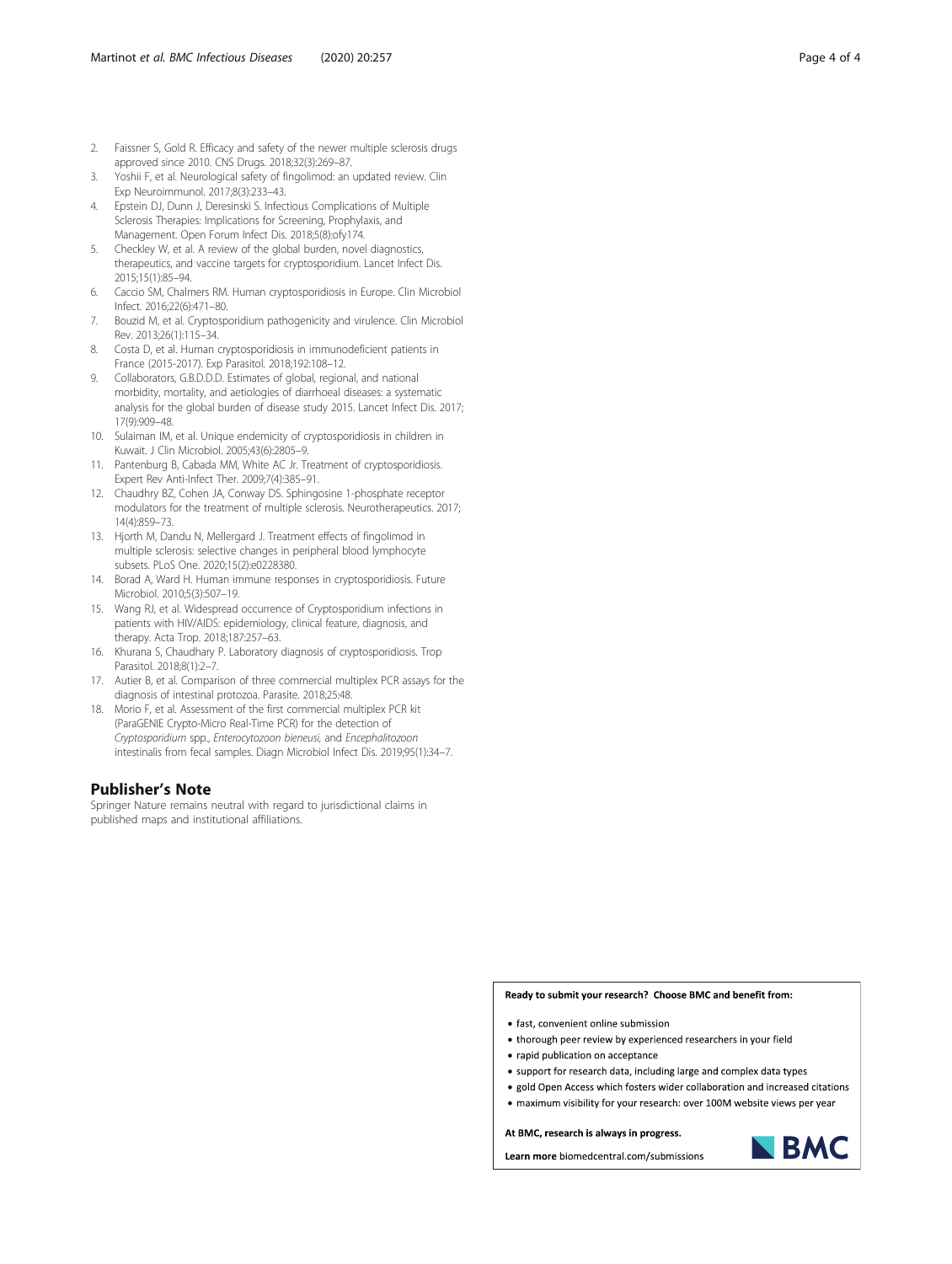2. Faissner S, Gold R. Efficacy and safety of the newer multiple sclerosis drugs approved since 2010. CNS Drugs. 2018;32(3):269–87.
3. Yoshii F, et al. Neurological safety of fingolimod: an updated review. Clin Exp Neuroimmunol. 2017;8(3):233–43.
4. Epstein DJ, Dunn J, Deresinski S. Infectious Complications of Multiple Sclerosis Therapies: Implications for Screening, Prophylaxis, and Management. Open Forum Infect Dis. 2018;5(8):ofy174.
5. Checkley W, et al. A review of the global burden, novel diagnostics, therapeutics, and vaccine targets for cryptosporidium. Lancet Infect Dis. 2015;15(1):85–94.
6. Caccio SM, Chalmers RM. Human cryptosporidiosis in Europe. Clin Microbiol Infect. 2016;22(6):471–80.
7. Bouzid M, et al. Cryptosporidium pathogenicity and virulence. Clin Microbiol Rev. 2013;26(1):115–34.
8. Costa D, et al. Human cryptosporidiosis in immunodeficient patients in France (2015-2017). Exp Parasitol. 2018;192:108–12.
9. Collaborators, G.B.D.D.D. Estimates of global, regional, and national morbidity, mortality, and aetiologies of diarrhoeal diseases: a systematic analysis for the global burden of disease study 2015. Lancet Infect Dis. 2017; 17(9):909–48.
10. Sulaiman IM, et al. Unique endemicity of cryptosporidiosis in children in Kuwait. J Clin Microbiol. 2005;43(6):2805–9.
11. Pantenburg B, Cabada MM, White AC Jr. Treatment of cryptosporidiosis. Expert Rev Anti-Infect Ther. 2009;7(4):385–91.
12. Chaudhry BZ, Cohen JA, Conway DS. Sphingosine 1-phosphate receptor modulators for the treatment of multiple sclerosis. Neurotherapeutics. 2017; 14(4):859–73.
13. Hjorth M, Dandu N, Mellergard J. Treatment effects of fingolimod in multiple sclerosis: selective changes in peripheral blood lymphocyte subsets. PLoS One. 2020;15(2):e0228380.
14. Borad A, Ward H. Human immune responses in cryptosporidiosis. Future Microbiol. 2010;5(3):507–19.
15. Wang RJ, et al. Widespread occurrence of Cryptosporidium infections in patients with HIV/AIDS: epidemiology, clinical feature, diagnosis, and therapy. Acta Trop. 2018;187:257–63.
16. Khurana S, Chaudhary P. Laboratory diagnosis of cryptosporidiosis. Trop Parasitol. 2018;8(1):2–7.
17. Autier B, et al. Comparison of three commercial multiplex PCR assays for the diagnosis of intestinal protozoa. Parasite. 2018;25:48.
18. Morio F, et al. Assessment of the first commercial multiplex PCR kit (ParaGENIE Crypto-Micro Real-Time PCR) for the detection of *Cryptosporidium* spp., *Enterocytozoon bieneusi*, and *Encephalitozoon* intestinalis from fecal samples. Diagn Microbiol Infect Dis. 2019;95(1):34–7.

## Publisher's Note

Springer Nature remains neutral with regard to jurisdictional claims in published maps and institutional affiliations.

**Ready to submit your research? Choose BMC and benefit from:**

- fast, convenient online submission
- thorough peer review by experienced researchers in your field
- rapid publication on acceptance
- support for research data, including large and complex data types
- gold Open Access which fosters wider collaboration and increased citations
- maximum visibility for your research: over 100M website views per year

**At BMC, research is always in progress.**

**Learn more** biomedcentral.com/submissions